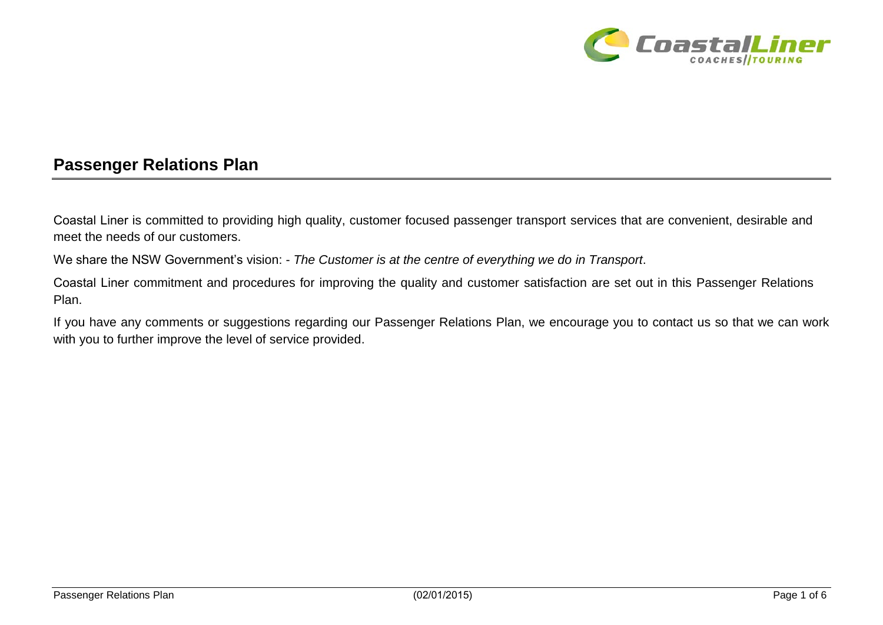# Passenger Relations Plan

Coastal Liner is committed to providing high quality, customer focused passenger transport services that are convenient, desirable and meet the needs of our customers.

We share the NSW Government's vision: - *The Customer is at the centre of everything we do in Transport*.

Coastal Liner commitment and procedures for improving the quality and customer satisfaction are set out in this Passenger Relations Plan.

If you have any comments or suggestions regarding our Passenger Relations Plan, we encourage you to contact us so that we can work with you to further improve the level of service provided.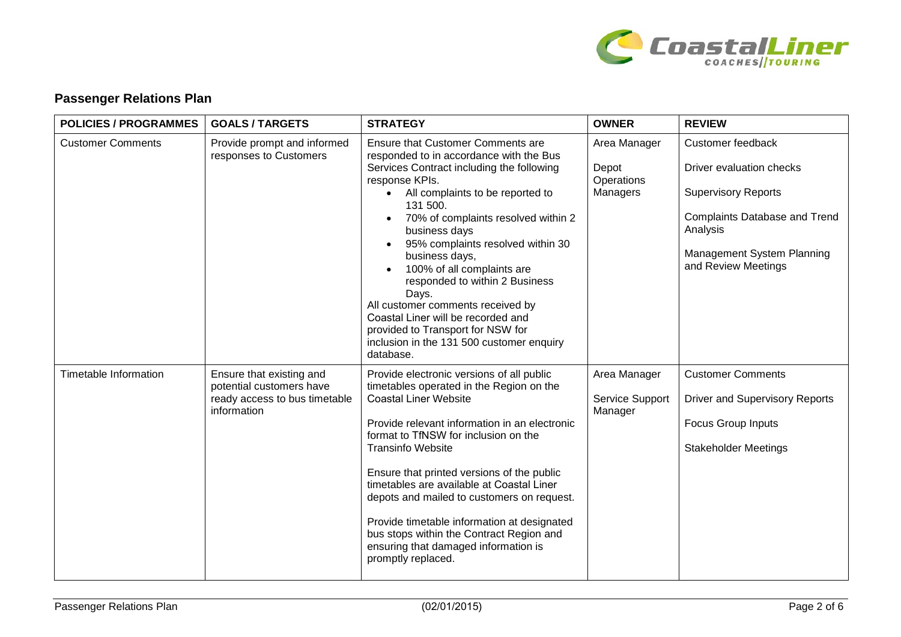## Passenger Relations Plan

| POLICIES / PROGRAMMES | GOALS / TARGETS | STRATEGY | OWNER | REVIEW |
|---|---|---|---|---|
| Customer Comments | Provide prompt and informed responses to Customers | Ensure that Customer Comments are responded to in accordance with the Bus Services Contract including the following response KPIs.<br>• All complaints to be reported to 131 500.<br>• 70% of complaints resolved within 2 business days<br>• 95% complaints resolved within 30 business days,<br>• 100% of all complaints are responded to within 2 Business Days.<br>All customer comments received by Coastal Liner will be recorded and provided to Transport for NSW for inclusion in the 131 500 customer enquiry database. | Area Manager<br><br>Depot Operations Managers | Customer feedback<br><br>Driver evaluation checks<br><br>Supervisory Reports<br><br>Complaints Database and Trend Analysis<br><br>Management System Planning and Review Meetings |
| Timetable Information | Ensure that existing and potential customers have ready access to bus timetable information | Provide electronic versions of all public timetables operated in the Region on the Coastal Liner Website<br><br>Provide relevant information in an electronic format to TfNSW for inclusion on the Transinfo Website<br><br>Ensure that printed versions of the public timetables are available at Coastal Liner depots and mailed to customers on request.<br><br>Provide timetable information at designated bus stops within the Contract Region and ensuring that damaged information is promptly replaced. | Area Manager<br><br>Service Support Manager | Customer Comments<br><br>Driver and Supervisory Reports<br><br>Focus Group Inputs<br><br>Stakeholder Meetings |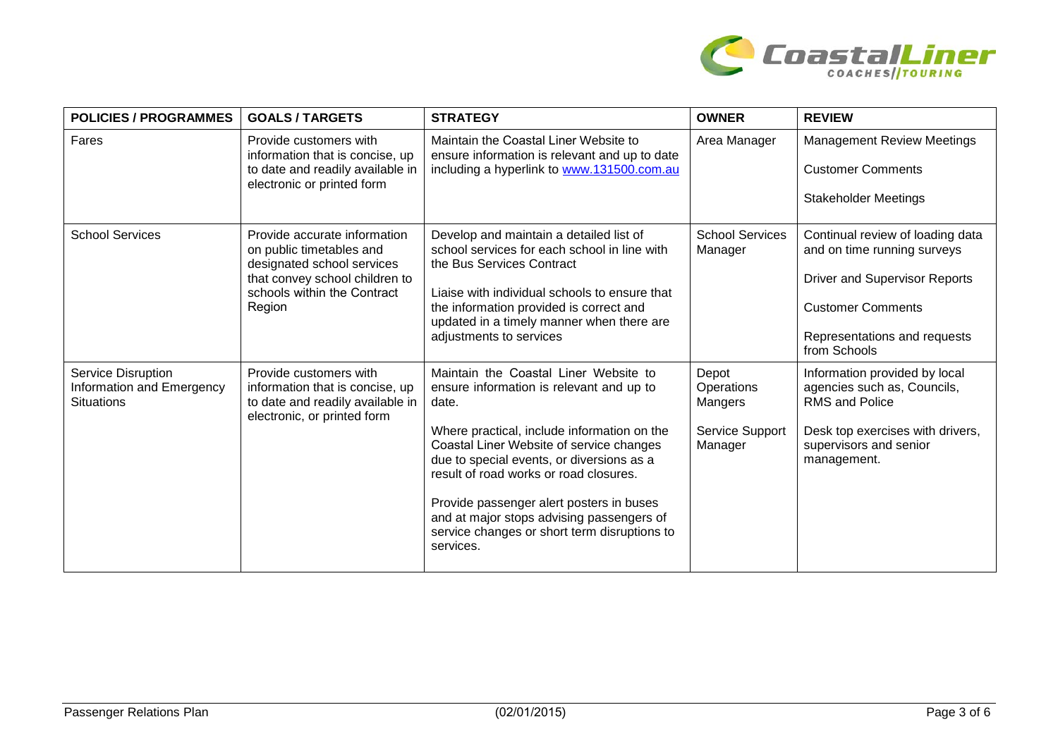| POLICIES / PROGRAMMES | GOALS / TARGETS | STRATEGY | OWNER | REVIEW |
|---|---|---|---|---|
| Fares | Provide customers with information that is concise, up to date and readily available in electronic or printed form | Maintain the Coastal Liner Website to ensure information is relevant and up to date including a hyperlink to [www.131500.com.au](http://www.131500.com.au) | Area Manager | Management Review Meetings<br><br>Customer Comments<br><br>Stakeholder Meetings |
| School Services | Provide accurate information on public timetables and designated school services that convey school children to schools within the Contract Region | Develop and maintain a detailed list of school services for each school in line with the Bus Services Contract<br><br>Liaise with individual schools to ensure that the information provided is correct and updated in a timely manner when there are adjustments to services | School Services Manager | Continual review of loading data and on time running surveys<br><br>Driver and Supervisor Reports<br><br>Customer Comments<br><br>Representations and requests from Schools |
| Service Disruption Information and Emergency Situations | Provide customers with information that is concise, up to date and readily available in electronic, or printed form | Maintain the Coastal Liner Website to ensure information is relevant and up to date.<br><br>Where practical, include information on the Coastal Liner Website of service changes due to special events, or diversions as a result of road works or road closures.<br><br>Provide passenger alert posters in buses and at major stops advising passengers of service changes or short term disruptions to services. | Depot Operations Mangers<br><br>Service Support Manager | Information provided by local agencies such as, Councils, RMS and Police<br><br>Desk top exercises with drivers, supervisors and senior management. |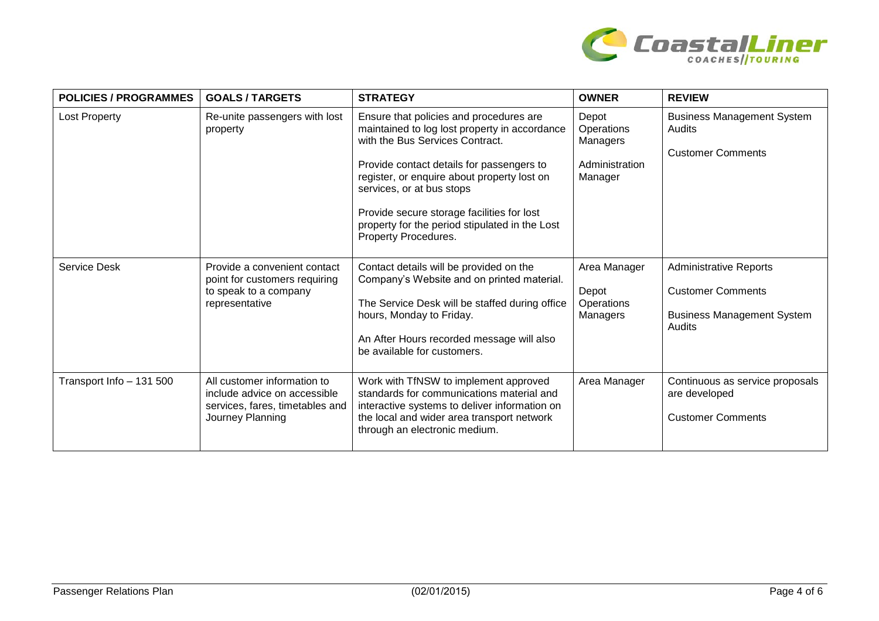| POLICIES / PROGRAMMES | GOALS / TARGETS | STRATEGY | OWNER | REVIEW |
|---|---|---|---|---|
| Lost Property | Re-unite passengers with lost property | Ensure that policies and procedures are maintained to log lost property in accordance with the Bus Services Contract.<br><br>Provide contact details for passengers to register, or enquire about property lost on services, or at bus stops<br><br>Provide secure storage facilities for lost property for the period stipulated in the Lost Property Procedures. | Depot Operations Managers<br><br>Administration Manager | Business Management System Audits<br><br>Customer Comments |
| Service Desk | Provide a convenient contact point for customers requiring to speak to a company representative | Contact details will be provided on the Company's Website and on printed material.<br><br>The Service Desk will be staffed during office hours, Monday to Friday.<br><br>An After Hours recorded message will also be available for customers. | Area Manager<br><br>Depot Operations Managers | Administrative Reports<br><br>Customer Comments<br><br>Business Management System Audits |
| Transport Info – 131 500 | All customer information to include advice on accessible services, fares, timetables and Journey Planning | Work with TfNSW to implement approved standards for communications material and interactive systems to deliver information on the local and wider area transport network through an electronic medium. | Area Manager | Continuous as service proposals are developed<br><br>Customer Comments |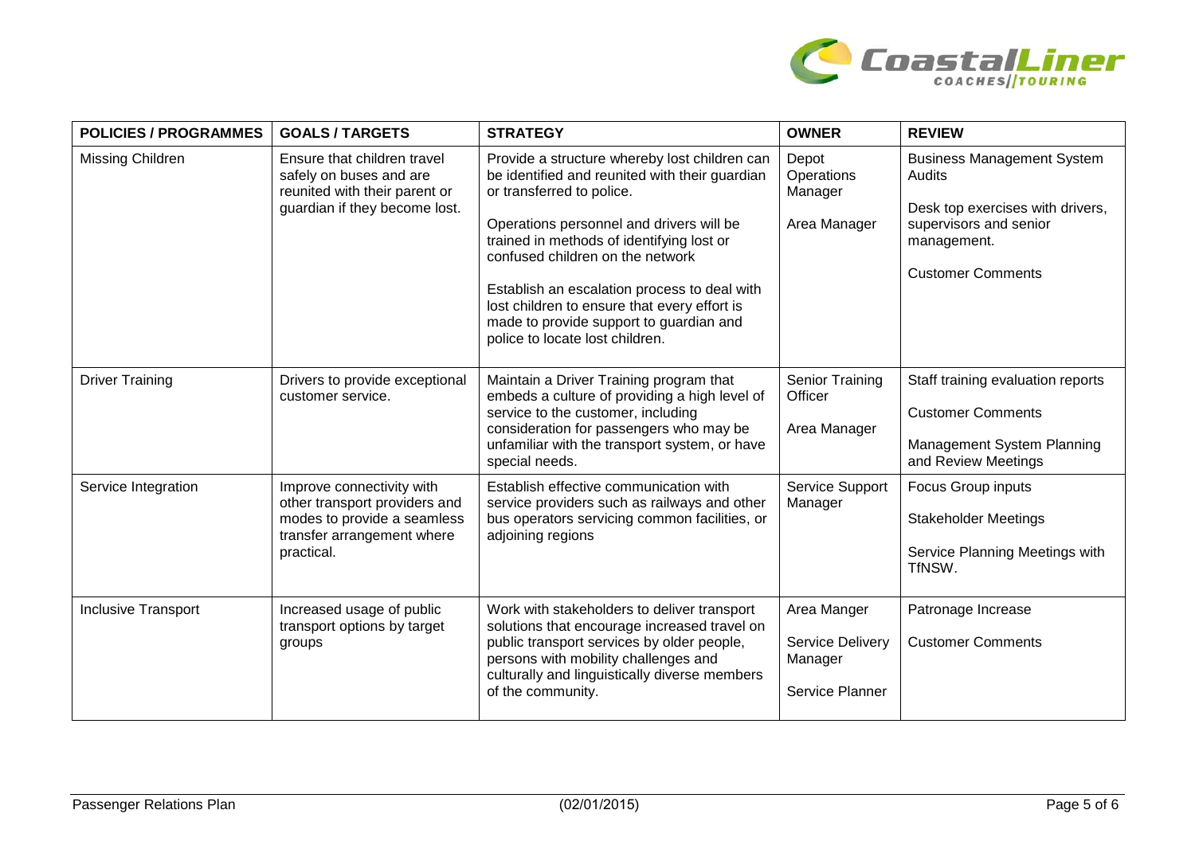| POLICIES / PROGRAMMES | GOALS / TARGETS | STRATEGY | OWNER | REVIEW |
|---|---|---|---|---|
| Missing Children | Ensure that children travel safely on buses and are reunited with their parent or guardian if they become lost. | Provide a structure whereby lost children can be identified and reunited with their guardian or transferred to police.<br><br>Operations personnel and drivers will be trained in methods of identifying lost or confused children on the network<br><br>Establish an escalation process to deal with lost children to ensure that every effort is made to provide support to guardian and police to locate lost children. | Depot Operations Manager<br><br>Area Manager | Business Management System Audits<br><br>Desk top exercises with drivers, supervisors and senior management.<br><br>Customer Comments |
| Driver Training | Drivers to provide exceptional customer service. | Maintain a Driver Training program that embeds a culture of providing a high level of service to the customer, including consideration for passengers who may be unfamiliar with the transport system, or have special needs. | Senior Training Officer<br><br>Area Manager | Staff training evaluation reports<br><br>Customer Comments<br><br>Management System Planning and Review Meetings |
| Service Integration | Improve connectivity with other transport providers and modes to provide a seamless transfer arrangement where practical. | Establish effective communication with service providers such as railways and other bus operators servicing common facilities, or adjoining regions | Service Support Manager | Focus Group inputs<br><br>Stakeholder Meetings<br><br>Service Planning Meetings with TfNSW. |
| Inclusive Transport | Increased usage of public transport options by target groups | Work with stakeholders to deliver transport solutions that encourage increased travel on public transport services by older people, persons with mobility challenges and culturally and linguistically diverse members of the community. | Area Manger<br><br>Service Delivery Manager<br><br>Service Planner | Patronage Increase<br><br>Customer Comments |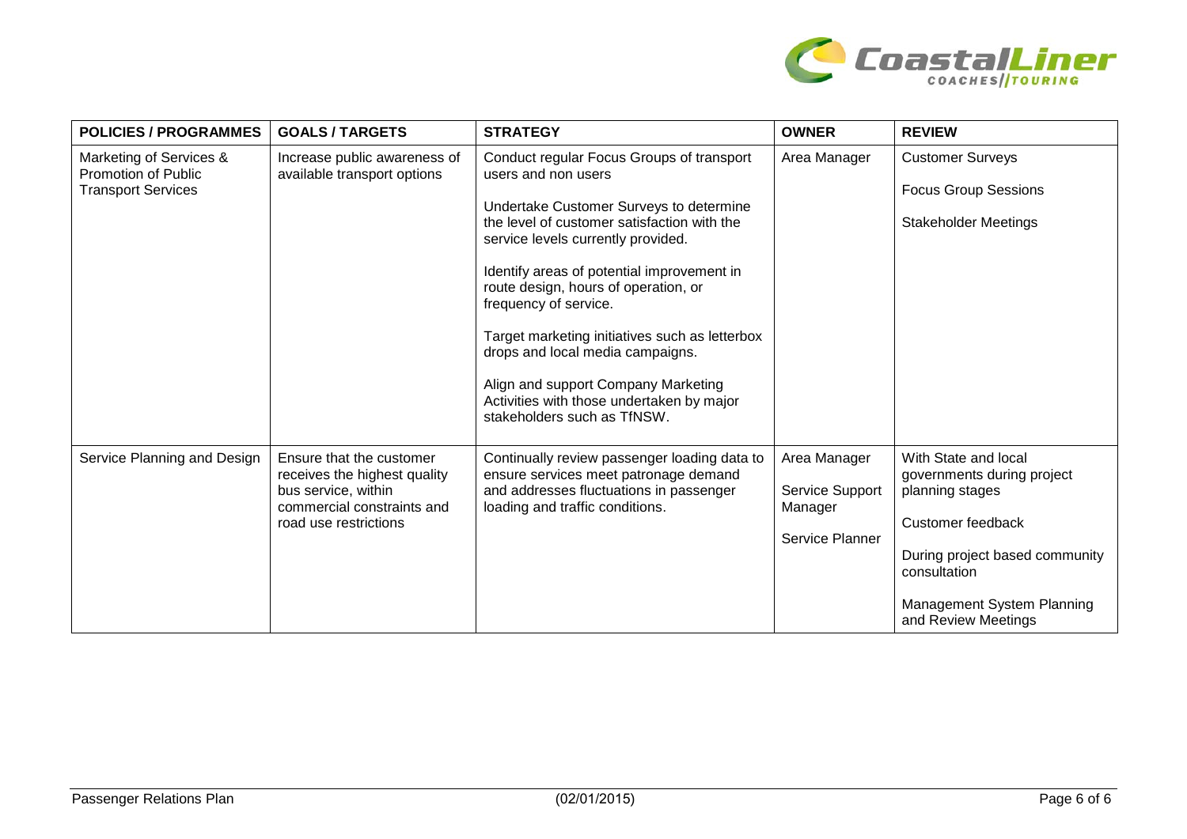| POLICIES / PROGRAMMES | GOALS / TARGETS | STRATEGY | OWNER | REVIEW |
|---|---|---|---|---|
| Marketing of Services & Promotion of Public Transport Services | Increase public awareness of available transport options | Conduct regular Focus Groups of transport users and non users<br><br>Undertake Customer Surveys to determine the level of customer satisfaction with the service levels currently provided.<br><br>Identify areas of potential improvement in route design, hours of operation, or frequency of service.<br><br>Target marketing initiatives such as letterbox drops and local media campaigns.<br><br>Align and support Company Marketing Activities with those undertaken by major stakeholders such as TfNSW. | Area Manager | Customer Surveys<br><br>Focus Group Sessions<br><br>Stakeholder Meetings |
| Service Planning and Design | Ensure that the customer receives the highest quality bus service, within commercial constraints and road use restrictions | Continually review passenger loading data to ensure services meet patronage demand and addresses fluctuations in passenger loading and traffic conditions. | Area Manager<br><br>Service Support Manager<br><br>Service Planner | With State and local governments during project planning stages<br><br>Customer feedback<br><br>During project based community consultation<br><br>Management System Planning and Review Meetings |